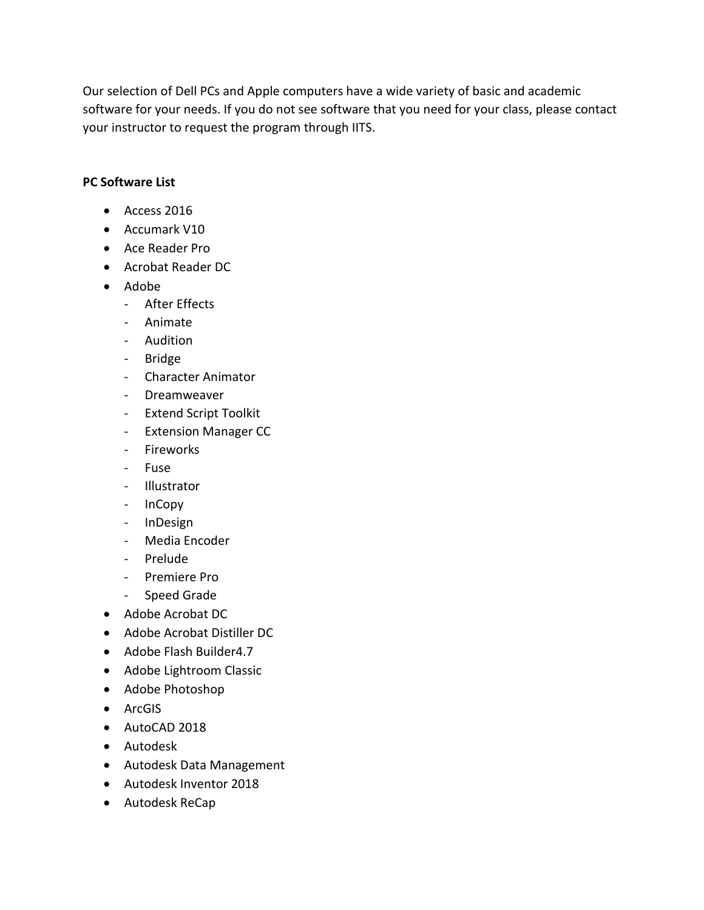Our selection of Dell PCs and Apple computers have a wide variety of basic and academic software for your needs. If you do not see software that you need for your class, please contact your instructor to request the program through IITS.

**PC Software List**

- Access 2016
- Accumark V10
- Ace Reader Pro
- Acrobat Reader DC
- Adobe
  - After Effects
  - Animate
  - Audition
  - Bridge
  - Character Animator
  - Dreamweaver
  - Extend Script Toolkit
  - Extension Manager CC
  - Fireworks
  - Fuse
  - Illustrator
  - InCopy
  - InDesign
  - Media Encoder
  - Prelude
  - Premiere Pro
  - Speed Grade
- Adobe Acrobat DC
- Adobe Acrobat Distiller DC
- Adobe Flash Builder4.7
- Adobe Lightroom Classic
- Adobe Photoshop
- ArcGIS
- AutoCAD 2018
- Autodesk
- Autodesk Data Management
- Autodesk Inventor 2018
- Autodesk ReCap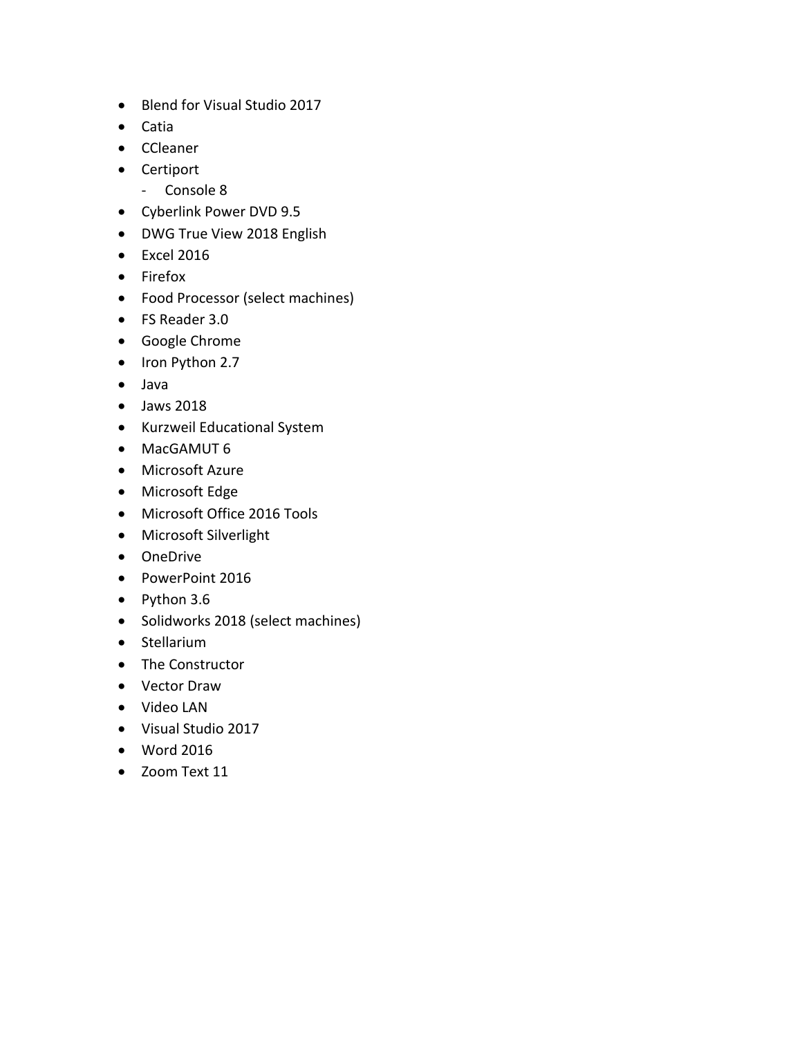- Blend for Visual Studio 2017
- Catia
- CCleaner
- Certiport
  - Console 8
- Cyberlink Power DVD 9.5
- DWG True View 2018 English
- Excel 2016
- Firefox
- Food Processor (select machines)
- FS Reader 3.0
- Google Chrome
- Iron Python 2.7
- Java
- Jaws 2018
- Kurzweil Educational System
- MacGAMUT 6
- Microsoft Azure
- Microsoft Edge
- Microsoft Office 2016 Tools
- Microsoft Silverlight
- OneDrive
- PowerPoint 2016
- Python 3.6
- Solidworks 2018 (select machines)
- Stellarium
- The Constructor
- Vector Draw
- Video LAN
- Visual Studio 2017
- Word 2016
- Zoom Text 11